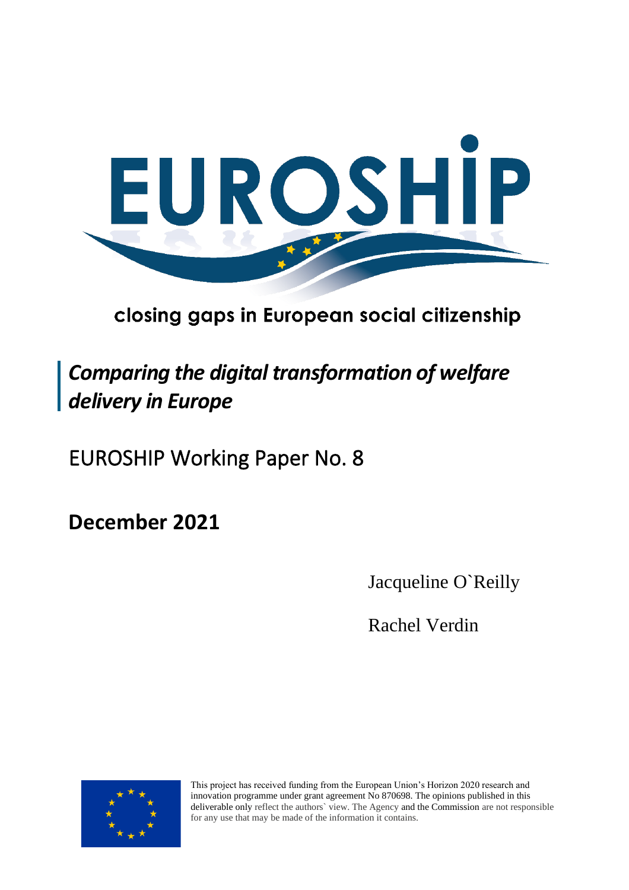# EUROSHIP

closing gaps in European social citizenship

## *Comparing the digital transformation of welfare delivery in Europe*

EUROSHIP Working Paper No. 8

**December 2021**

Jacqueline O`Reilly

Rachel Verdin

This project has received funding from the European Union's Horizon 2020 research and innovation programme under grant agreement No 870698. The opinions published in this deliverable only reflect the authors` view. The Agency and the Commission are not responsible for any use that may be made of the information it contains.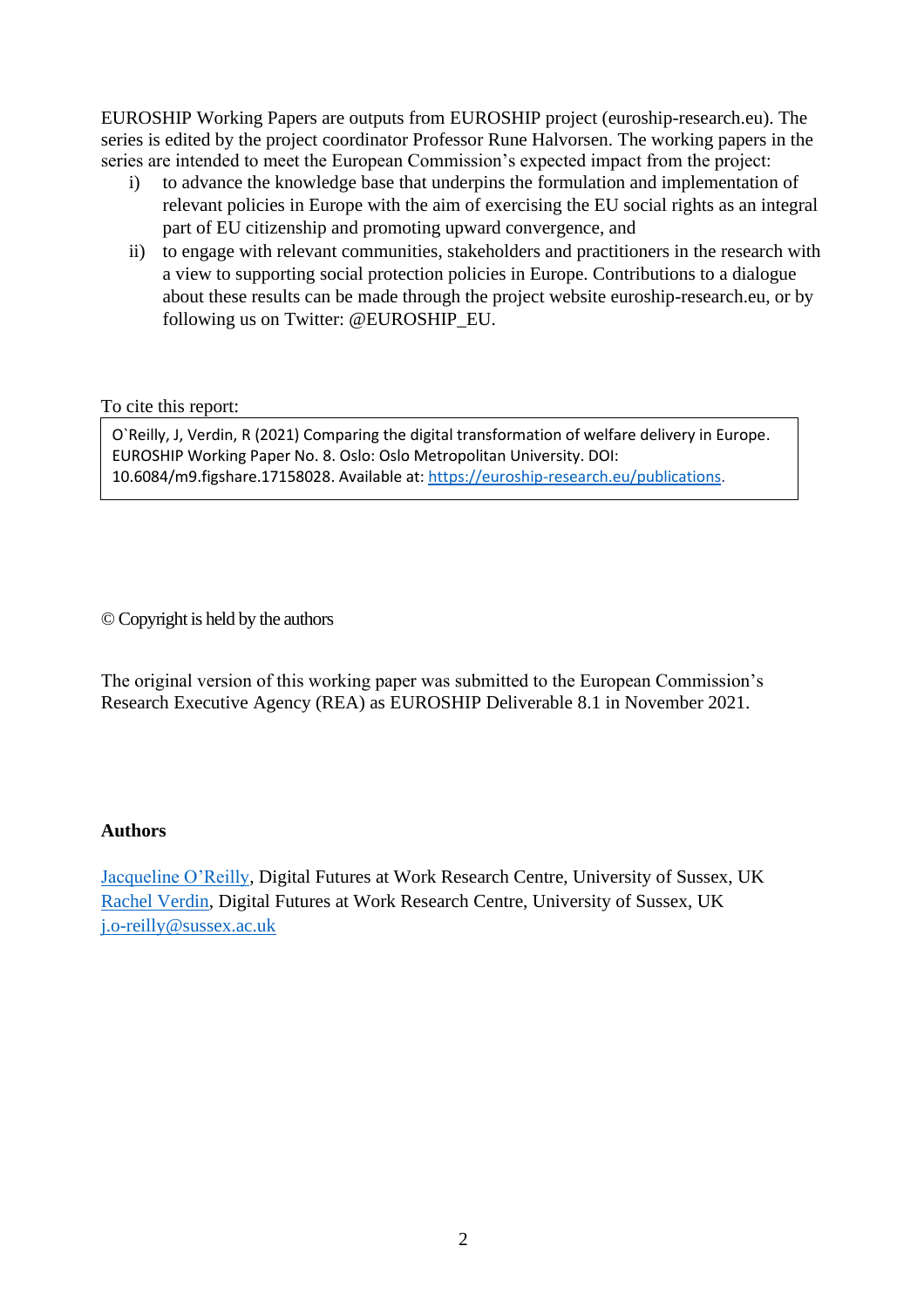EUROSHIP Working Papers are outputs from EUROSHIP project (euroship-research.eu). The series is edited by the project coordinator Professor Rune Halvorsen. The working papers in the series are intended to meet the European Commission's expected impact from the project:

i) to advance the knowledge base that underpins the formulation and implementation of relevant policies in Europe with the aim of exercising the EU social rights as an integral part of EU citizenship and promoting upward convergence, and
ii) to engage with relevant communities, stakeholders and practitioners in the research with a view to supporting social protection policies in Europe. Contributions to a dialogue about these results can be made through the project website euroship-research.eu, or by following us on Twitter: @EUROSHIP_EU.

To cite this report:

> O`Reilly, J, Verdin, R (2021) Comparing the digital transformation of welfare delivery in Europe. EUROSHIP Working Paper No. 8. Oslo: Oslo Metropolitan University. DOI: 10.6084/m9.figshare.17158028. Available at: https://euroship-research.eu/publications.

© Copyright is held by the authors

The original version of this working paper was submitted to the European Commission's Research Executive Agency (REA) as EUROSHIP Deliverable 8.1 in November 2021.

**Authors**

Jacqueline O'Reilly, Digital Futures at Work Research Centre, University of Sussex, UK
Rachel Verdin, Digital Futures at Work Research Centre, University of Sussex, UK
j.o-reilly@sussex.ac.uk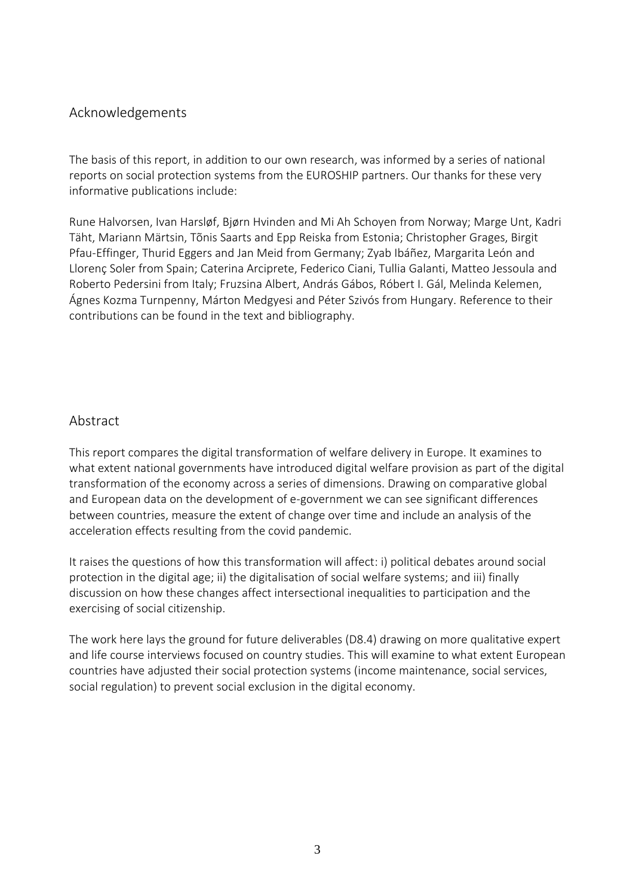## Acknowledgements

The basis of this report, in addition to our own research, was informed by a series of national reports on social protection systems from the EUROSHIP partners. Our thanks for these very informative publications include:

Rune Halvorsen, Ivan Harsløf, Bjørn Hvinden and Mi Ah Schoyen from Norway; Marge Unt, Kadri Täht, Mariann Märtsin, Tõnis Saarts and Epp Reiska from Estonia; Christopher Grages, Birgit Pfau-Effinger, Thurid Eggers and Jan Meid from Germany; Zyab Ibáñez, Margarita León and Llorenç Soler from Spain; Caterina Arciprete, Federico Ciani, Tullia Galanti, Matteo Jessoula and Roberto Pedersini from Italy; Fruzsina Albert, András Gábos, Róbert I. Gál, Melinda Kelemen, Ágnes Kozma Turnpenny, Márton Medgyesi and Péter Szivós from Hungary. Reference to their contributions can be found in the text and bibliography.

## Abstract

This report compares the digital transformation of welfare delivery in Europe. It examines to what extent national governments have introduced digital welfare provision as part of the digital transformation of the economy across a series of dimensions. Drawing on comparative global and European data on the development of e-government we can see significant differences between countries, measure the extent of change over time and include an analysis of the acceleration effects resulting from the covid pandemic.

It raises the questions of how this transformation will affect: i) political debates around social protection in the digital age; ii) the digitalisation of social welfare systems; and iii) finally discussion on how these changes affect intersectional inequalities to participation and the exercising of social citizenship.

The work here lays the ground for future deliverables (D8.4) drawing on more qualitative expert and life course interviews focused on country studies. This will examine to what extent European countries have adjusted their social protection systems (income maintenance, social services, social regulation) to prevent social exclusion in the digital economy.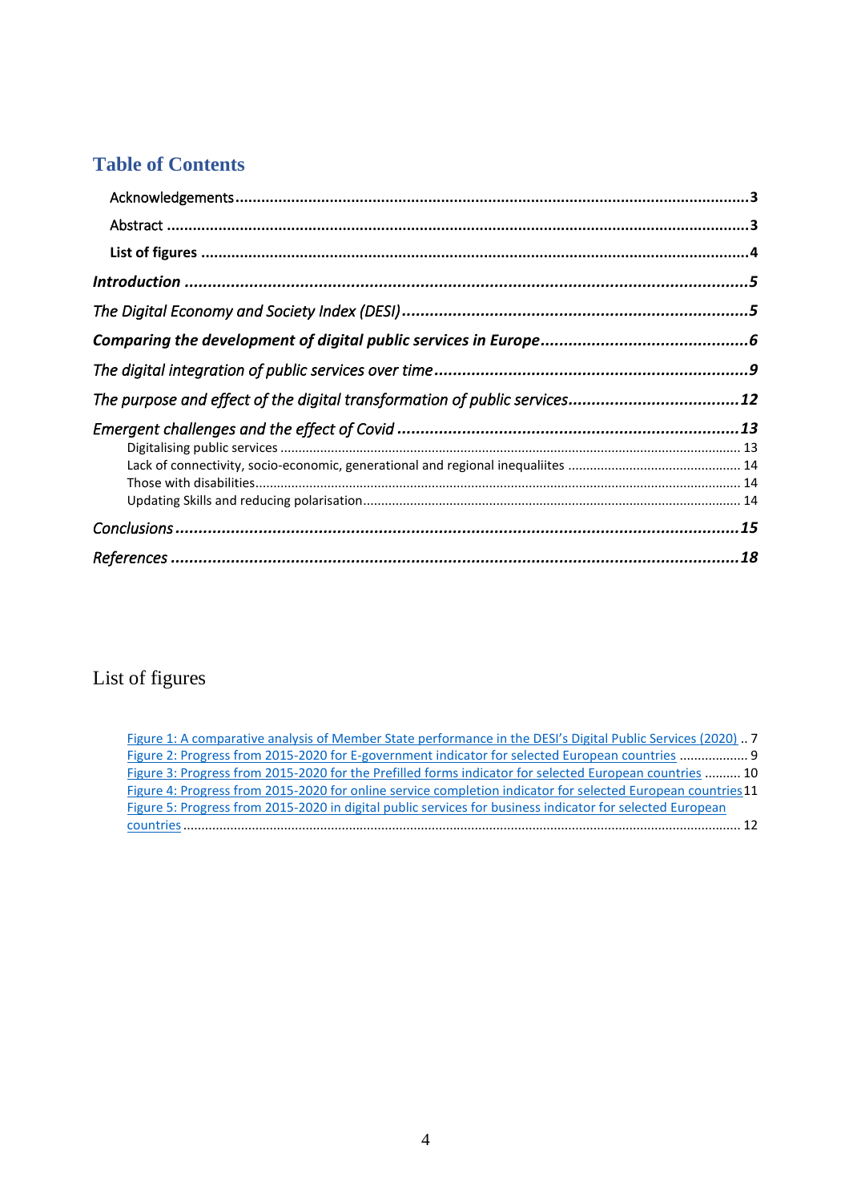## Table of Contents

Acknowledgements ........................................................................................................3

Abstract .......................................................................................................................3

List of figures ...............................................................................................................4

*Introduction* ...............................................................................................................5

*The Digital Economy and Society Index (DESI)* .................................................................5

*Comparing the development of digital public services in Europe* .....................................6

*The digital integration of public services over time* .........................................................9

*The purpose and effect of the digital transformation of public services* .........................12

*Emergent challenges and the effect of Covid* ..................................................................13

- Digitalising public services ........................................................................................ 13
- Lack of connectivity, socio-economic, generational and regional inequaliites ............... 14
- Those with disabilities................................................................................................ 14
- Updating Skills and reducing polarisation.................................................................... 14

*Conclusions* ..............................................................................................................15

*References* ................................................................................................................18

## List of figures

Figure 1: A comparative analysis of Member State performance in the DESI's Digital Public Services (2020) .. 7
Figure 2: Progress from 2015-2020 for E-government indicator for selected European countries .................. 9
Figure 3: Progress from 2015-2020 for the Prefilled forms indicator for selected European countries .......... 10
Figure 4: Progress from 2015-2020 for online service completion indicator for selected European countries 11
Figure 5: Progress from 2015-2020 in digital public services for business indicator for selected European countries ........................................................................................................ 12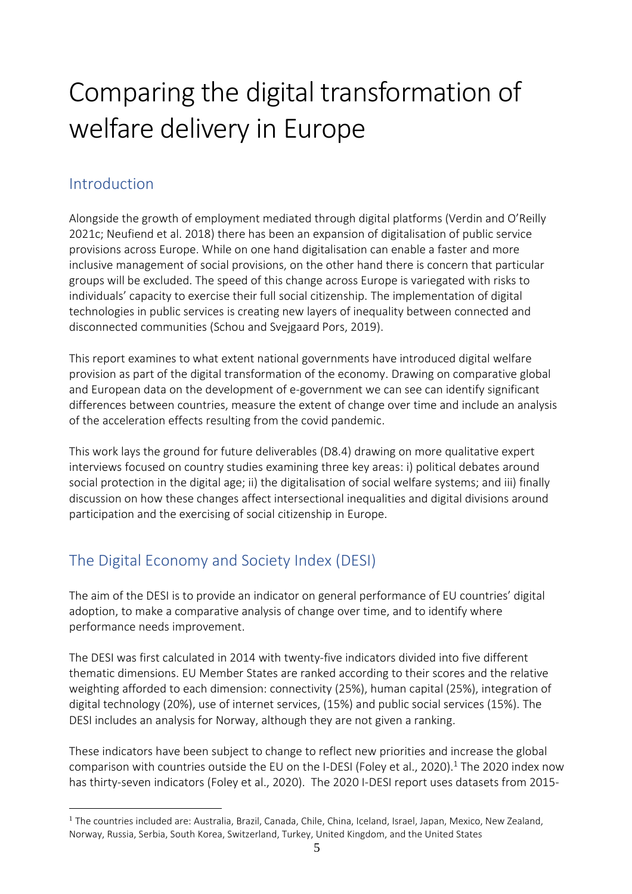# Comparing the digital transformation of welfare delivery in Europe

## Introduction

Alongside the growth of employment mediated through digital platforms (Verdin and O'Reilly 2021c; Neufiend et al. 2018) there has been an expansion of digitalisation of public service provisions across Europe. While on one hand digitalisation can enable a faster and more inclusive management of social provisions, on the other hand there is concern that particular groups will be excluded. The speed of this change across Europe is variegated with risks to individuals' capacity to exercise their full social citizenship. The implementation of digital technologies in public services is creating new layers of inequality between connected and disconnected communities (Schou and Svejgaard Pors, 2019).

This report examines to what extent national governments have introduced digital welfare provision as part of the digital transformation of the economy. Drawing on comparative global and European data on the development of e-government we can see can identify significant differences between countries, measure the extent of change over time and include an analysis of the acceleration effects resulting from the covid pandemic.

This work lays the ground for future deliverables (D8.4) drawing on more qualitative expert interviews focused on country studies examining three key areas: i) political debates around social protection in the digital age; ii) the digitalisation of social welfare systems; and iii) finally discussion on how these changes affect intersectional inequalities and digital divisions around participation and the exercising of social citizenship in Europe.

## The Digital Economy and Society Index (DESI)

The aim of the DESI is to provide an indicator on general performance of EU countries' digital adoption, to make a comparative analysis of change over time, and to identify where performance needs improvement.

The DESI was first calculated in 2014 with twenty-five indicators divided into five different thematic dimensions. EU Member States are ranked according to their scores and the relative weighting afforded to each dimension: connectivity (25%), human capital (25%), integration of digital technology (20%), use of internet services, (15%) and public social services (15%). The DESI includes an analysis for Norway, although they are not given a ranking.

These indicators have been subject to change to reflect new priorities and increase the global comparison with countries outside the EU on the I-DESI (Foley et al., 2020).[1] The 2020 index now has thirty-seven indicators (Foley et al., 2020). The 2020 I-DESI report uses datasets from 2015-

[1] The countries included are: Australia, Brazil, Canada, Chile, China, Iceland, Israel, Japan, Mexico, New Zealand, Norway, Russia, Serbia, South Korea, Switzerland, Turkey, United Kingdom, and the United States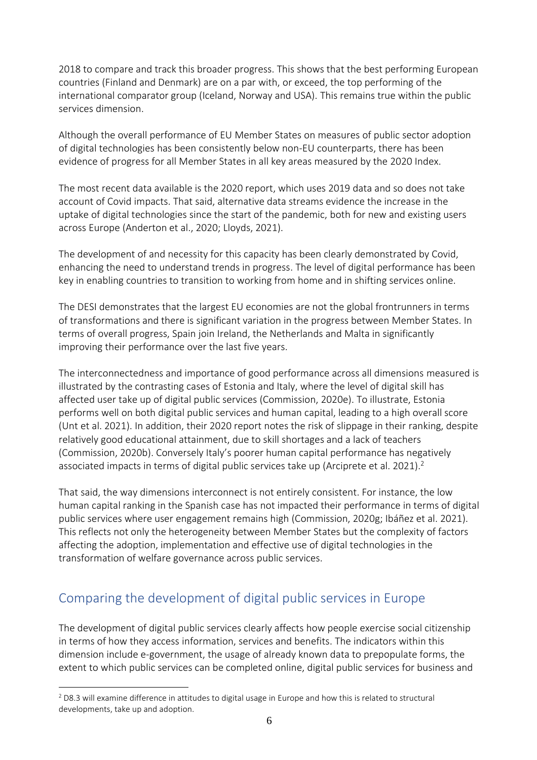2018 to compare and track this broader progress. This shows that the best performing European countries (Finland and Denmark) are on a par with, or exceed, the top performing of the international comparator group (Iceland, Norway and USA). This remains true within the public services dimension.

Although the overall performance of EU Member States on measures of public sector adoption of digital technologies has been consistently below non-EU counterparts, there has been evidence of progress for all Member States in all key areas measured by the 2020 Index.

The most recent data available is the 2020 report, which uses 2019 data and so does not take account of Covid impacts. That said, alternative data streams evidence the increase in the uptake of digital technologies since the start of the pandemic, both for new and existing users across Europe (Anderton et al., 2020; Lloyds, 2021).

The development of and necessity for this capacity has been clearly demonstrated by Covid, enhancing the need to understand trends in progress. The level of digital performance has been key in enabling countries to transition to working from home and in shifting services online.

The DESI demonstrates that the largest EU economies are not the global frontrunners in terms of transformations and there is significant variation in the progress between Member States. In terms of overall progress, Spain join Ireland, the Netherlands and Malta in significantly improving their performance over the last five years.

The interconnectedness and importance of good performance across all dimensions measured is illustrated by the contrasting cases of Estonia and Italy, where the level of digital skill has affected user take up of digital public services (Commission, 2020e). To illustrate, Estonia performs well on both digital public services and human capital, leading to a high overall score (Unt et al. 2021). In addition, their 2020 report notes the risk of slippage in their ranking, despite relatively good educational attainment, due to skill shortages and a lack of teachers (Commission, 2020b). Conversely Italy's poorer human capital performance has negatively associated impacts in terms of digital public services take up (Arciprete et al. 2021).[2]

That said, the way dimensions interconnect is not entirely consistent. For instance, the low human capital ranking in the Spanish case has not impacted their performance in terms of digital public services where user engagement remains high (Commission, 2020g; Ibáñez et al. 2021). This reflects not only the heterogeneity between Member States but the complexity of factors affecting the adoption, implementation and effective use of digital technologies in the transformation of welfare governance across public services.

## Comparing the development of digital public services in Europe

The development of digital public services clearly affects how people exercise social citizenship in terms of how they access information, services and benefits. The indicators within this dimension include e-government, the usage of already known data to prepopulate forms, the extent to which public services can be completed online, digital public services for business and

[2] D8.3 will examine difference in attitudes to digital usage in Europe and how this is related to structural developments, take up and adoption.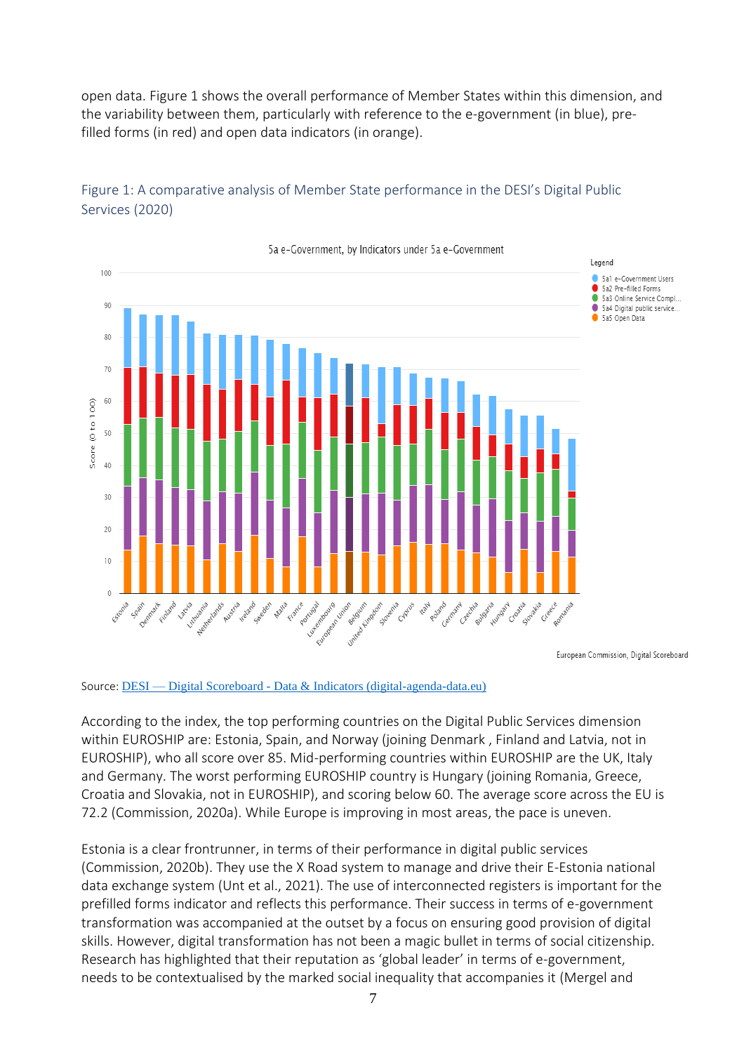open data. Figure 1 shows the overall performance of Member States within this dimension, and the variability between them, particularly with reference to the e-government (in blue), pre-filled forms (in red) and open data indicators (in orange).

Figure 1: A comparative analysis of Member State performance in the DESI's Digital Public Services (2020)

Source: DESI — Digital Scoreboard - Data & Indicators (digital-agenda-data.eu)

According to the index, the top performing countries on the Digital Public Services dimension within EUROSHIP are: Estonia, Spain, and Norway (joining Denmark , Finland and Latvia, not in EUROSHIP), who all score over 85. Mid-performing countries within EUROSHIP are the UK, Italy and Germany. The worst performing EUROSHIP country is Hungary (joining Romania, Greece, Croatia and Slovakia, not in EUROSHIP), and scoring below 60. The average score across the EU is 72.2 (Commission, 2020a). While Europe is improving in most areas, the pace is uneven.

Estonia is a clear frontrunner, in terms of their performance in digital public services (Commission, 2020b). They use the X Road system to manage and drive their E-Estonia national data exchange system (Unt et al., 2021). The use of interconnected registers is important for the prefilled forms indicator and reflects this performance. Their success in terms of e-government transformation was accompanied at the outset by a focus on ensuring good provision of digital skills. However, digital transformation has not been a magic bullet in terms of social citizenship. Research has highlighted that their reputation as 'global leader' in terms of e-government, needs to be contextualised by the marked social inequality that accompanies it (Mergel and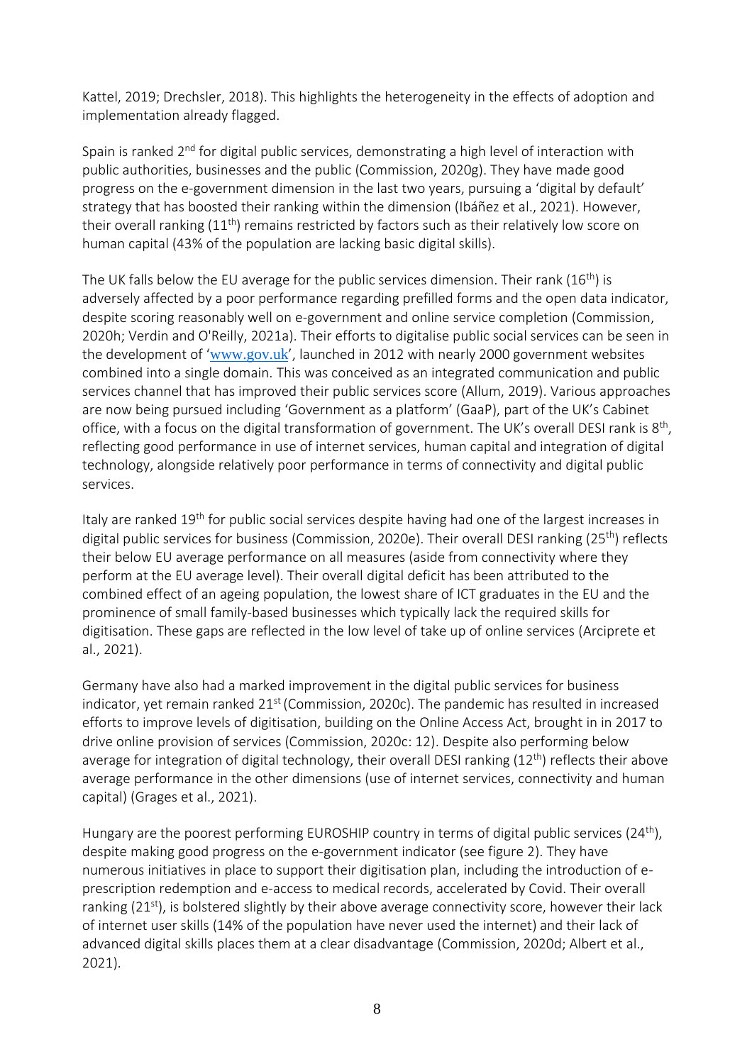Kattel, 2019; Drechsler, 2018). This highlights the heterogeneity in the effects of adoption and implementation already flagged.

Spain is ranked 2nd for digital public services, demonstrating a high level of interaction with public authorities, businesses and the public (Commission, 2020g). They have made good progress on the e-government dimension in the last two years, pursuing a 'digital by default' strategy that has boosted their ranking within the dimension (Ibáñez et al., 2021). However, their overall ranking (11th) remains restricted by factors such as their relatively low score on human capital (43% of the population are lacking basic digital skills).

The UK falls below the EU average for the public services dimension. Their rank (16th) is adversely affected by a poor performance regarding prefilled forms and the open data indicator, despite scoring reasonably well on e-government and online service completion (Commission, 2020h; Verdin and O'Reilly, 2021a). Their efforts to digitalise public social services can be seen in the development of 'www.gov.uk', launched in 2012 with nearly 2000 government websites combined into a single domain. This was conceived as an integrated communication and public services channel that has improved their public services score (Allum, 2019). Various approaches are now being pursued including 'Government as a platform' (GaaP), part of the UK's Cabinet office, with a focus on the digital transformation of government. The UK's overall DESI rank is 8th, reflecting good performance in use of internet services, human capital and integration of digital technology, alongside relatively poor performance in terms of connectivity and digital public services.

Italy are ranked 19th for public social services despite having had one of the largest increases in digital public services for business (Commission, 2020e). Their overall DESI ranking (25th) reflects their below EU average performance on all measures (aside from connectivity where they perform at the EU average level). Their overall digital deficit has been attributed to the combined effect of an ageing population, the lowest share of ICT graduates in the EU and the prominence of small family-based businesses which typically lack the required skills for digitisation. These gaps are reflected in the low level of take up of online services (Arciprete et al., 2021).

Germany have also had a marked improvement in the digital public services for business indicator, yet remain ranked 21st (Commission, 2020c). The pandemic has resulted in increased efforts to improve levels of digitisation, building on the Online Access Act, brought in in 2017 to drive online provision of services (Commission, 2020c: 12). Despite also performing below average for integration of digital technology, their overall DESI ranking (12th) reflects their above average performance in the other dimensions (use of internet services, connectivity and human capital) (Grages et al., 2021).

Hungary are the poorest performing EUROSHIP country in terms of digital public services (24th), despite making good progress on the e-government indicator (see figure 2). They have numerous initiatives in place to support their digitisation plan, including the introduction of e-prescription redemption and e-access to medical records, accelerated by Covid. Their overall ranking (21st), is bolstered slightly by their above average connectivity score, however their lack of internet user skills (14% of the population have never used the internet) and their lack of advanced digital skills places them at a clear disadvantage (Commission, 2020d; Albert et al., 2021).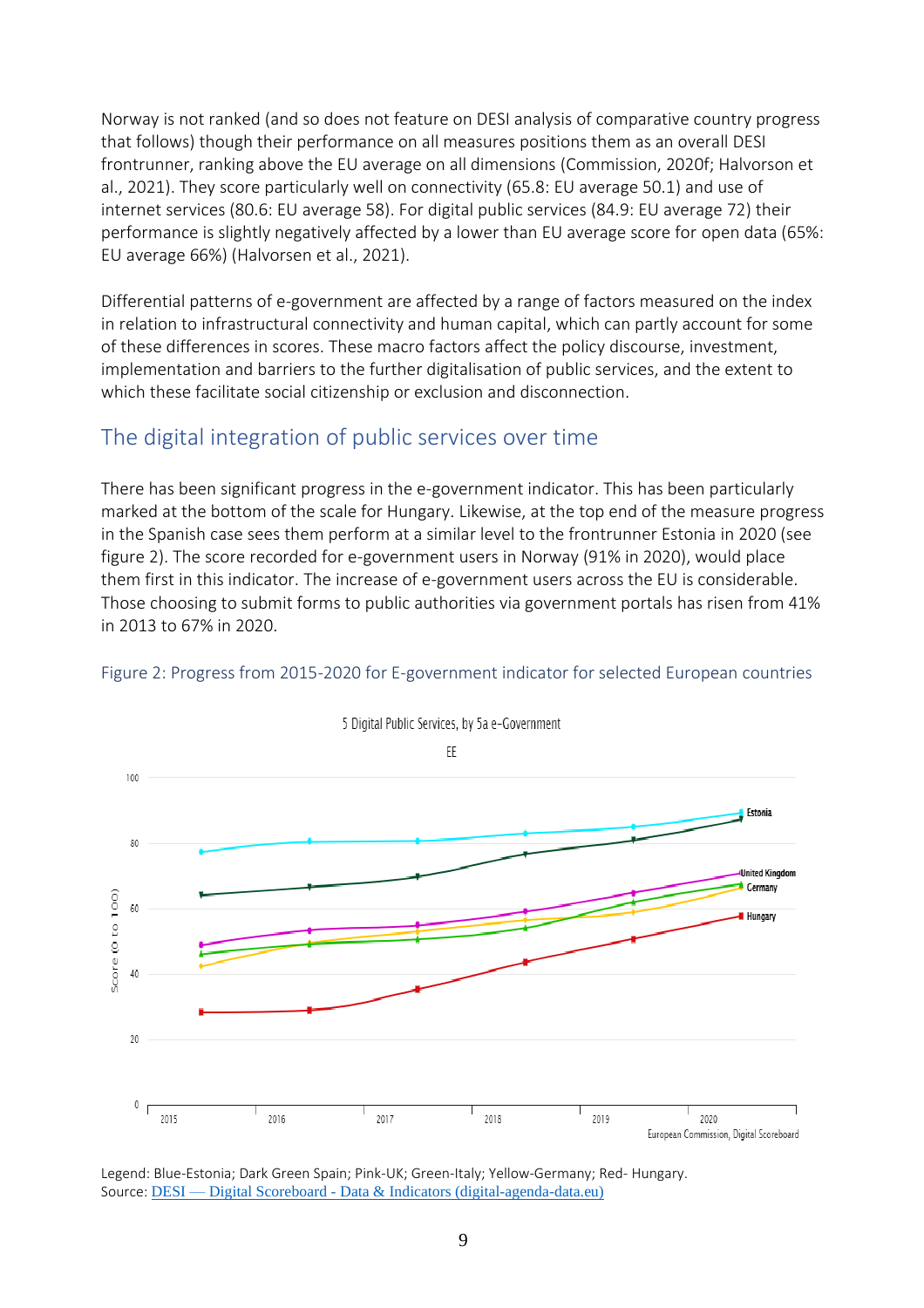Norway is not ranked (and so does not feature on DESI analysis of comparative country progress that follows) though their performance on all measures positions them as an overall DESI frontrunner, ranking above the EU average on all dimensions (Commission, 2020f; Halvorson et al., 2021). They score particularly well on connectivity (65.8: EU average 50.1) and use of internet services (80.6: EU average 58). For digital public services (84.9: EU average 72) their performance is slightly negatively affected by a lower than EU average score for open data (65%: EU average 66%) (Halvorsen et al., 2021).

Differential patterns of e-government are affected by a range of factors measured on the index in relation to infrastructural connectivity and human capital, which can partly account for some of these differences in scores. These macro factors affect the policy discourse, investment, implementation and barriers to the further digitalisation of public services, and the extent to which these facilitate social citizenship or exclusion and disconnection.

## The digital integration of public services over time

There has been significant progress in the e-government indicator. This has been particularly marked at the bottom of the scale for Hungary. Likewise, at the top end of the measure progress in the Spanish case sees them perform at a similar level to the frontrunner Estonia in 2020 (see figure 2). The score recorded for e-government users in Norway (91% in 2020), would place them first in this indicator. The increase of e-government users across the EU is considerable. Those choosing to submit forms to public authorities via government portals has risen from 41% in 2013 to 67% in 2020.

Figure 2: Progress from 2015-2020 for E-government indicator for selected European countries

Legend: Blue-Estonia; Dark Green Spain; Pink-UK; Green-Italy; Yellow-Germany; Red- Hungary.
Source: [DESI — Digital Scoreboard - Data & Indicators (digital-agenda-data.eu)](digital-agenda-data.eu)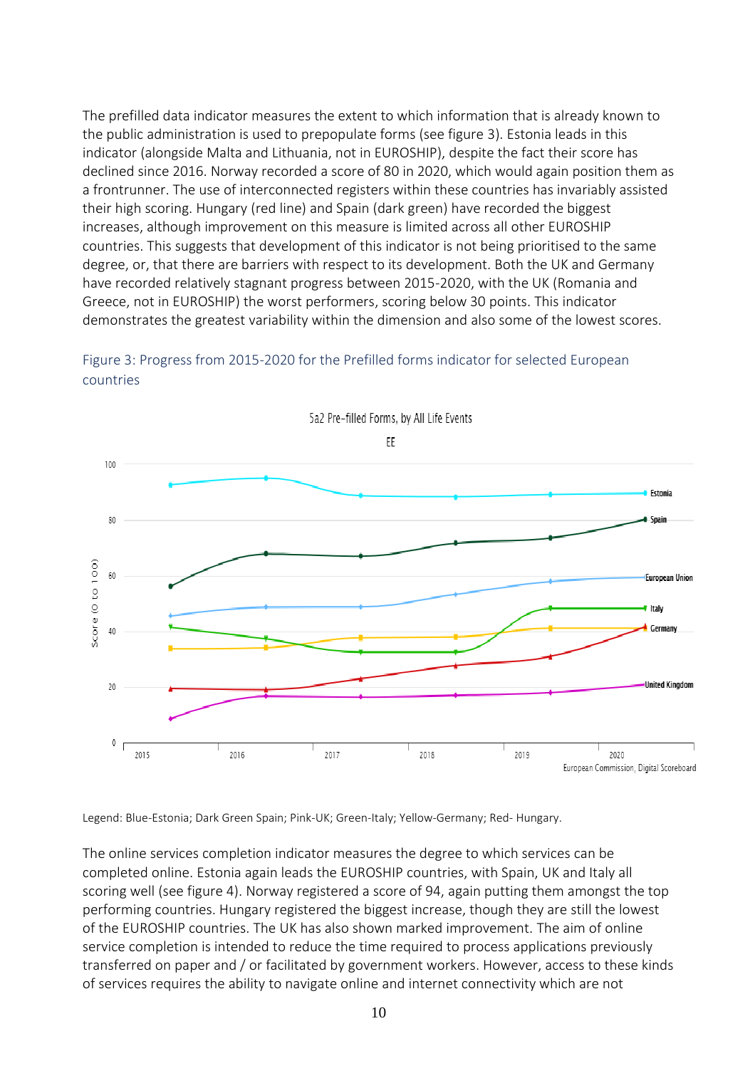The prefilled data indicator measures the extent to which information that is already known to the public administration is used to prepopulate forms (see figure 3). Estonia leads in this indicator (alongside Malta and Lithuania, not in EUROSHIP), despite the fact their score has declined since 2016. Norway recorded a score of 80 in 2020, which would again position them as a frontrunner. The use of interconnected registers within these countries has invariably assisted their high scoring. Hungary (red line) and Spain (dark green) have recorded the biggest increases, although improvement on this measure is limited across all other EUROSHIP countries. This suggests that development of this indicator is not being prioritised to the same degree, or, that there are barriers with respect to its development. Both the UK and Germany have recorded relatively stagnant progress between 2015-2020, with the UK (Romania and Greece, not in EUROSHIP) the worst performers, scoring below 30 points. This indicator demonstrates the greatest variability within the dimension and also some of the lowest scores.

Figure 3: Progress from 2015-2020 for the Prefilled forms indicator for selected European countries

Legend: Blue-Estonia; Dark Green Spain; Pink-UK; Green-Italy; Yellow-Germany; Red- Hungary.

The online services completion indicator measures the degree to which services can be completed online. Estonia again leads the EUROSHIP countries, with Spain, UK and Italy all scoring well (see figure 4). Norway registered a score of 94, again putting them amongst the top performing countries. Hungary registered the biggest increase, though they are still the lowest of the EUROSHIP countries. The UK has also shown marked improvement. The aim of online service completion is intended to reduce the time required to process applications previously transferred on paper and / or facilitated by government workers. However, access to these kinds of services requires the ability to navigate online and internet connectivity which are not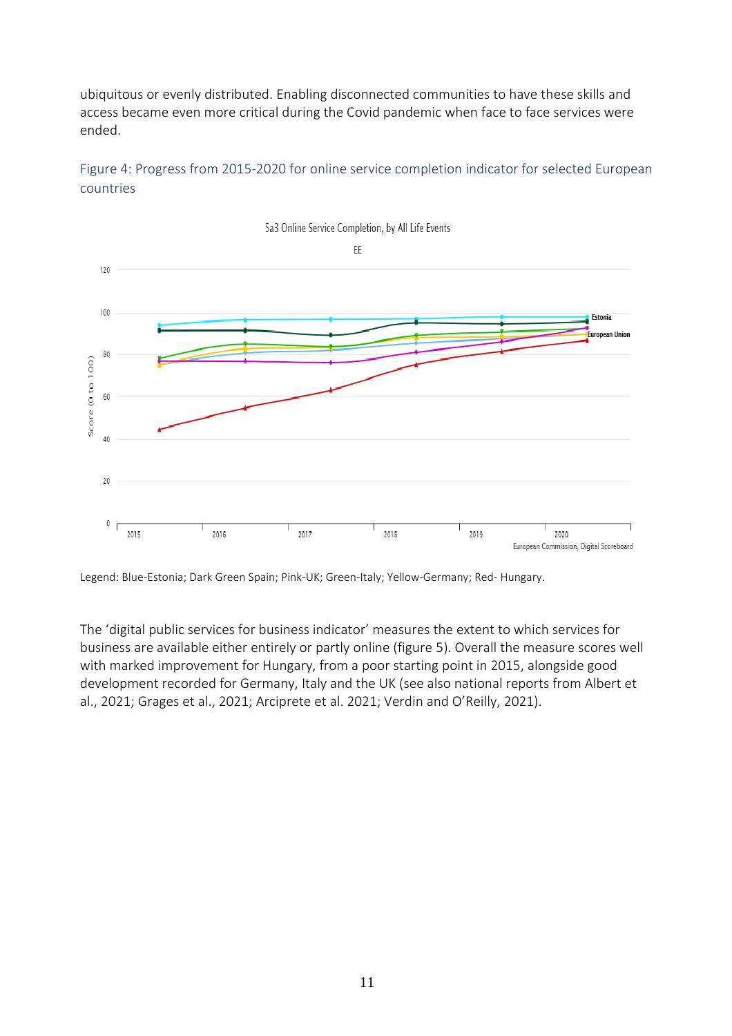ubiquitous or evenly distributed. Enabling disconnected communities to have these skills and access became even more critical during the Covid pandemic when face to face services were ended.

Figure 4: Progress from 2015-2020 for online service completion indicator for selected European countries

Legend: Blue-Estonia; Dark Green Spain; Pink-UK; Green-Italy; Yellow-Germany; Red- Hungary.

The 'digital public services for business indicator' measures the extent to which services for business are available either entirely or partly online (figure 5). Overall the measure scores well with marked improvement for Hungary, from a poor starting point in 2015, alongside good development recorded for Germany, Italy and the UK (see also national reports from Albert et al., 2021; Grages et al., 2021; Arciprete et al. 2021; Verdin and O'Reilly, 2021).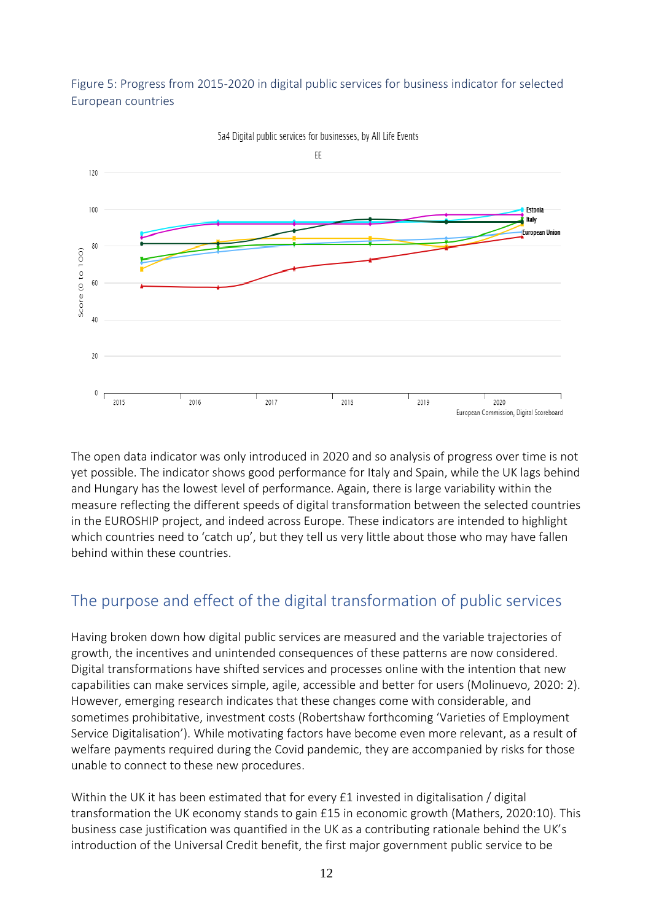Figure 5: Progress from 2015-2020 in digital public services for business indicator for selected European countries

The open data indicator was only introduced in 2020 and so analysis of progress over time is not yet possible. The indicator shows good performance for Italy and Spain, while the UK lags behind and Hungary has the lowest level of performance. Again, there is large variability within the measure reflecting the different speeds of digital transformation between the selected countries in the EUROSHIP project, and indeed across Europe. These indicators are intended to highlight which countries need to 'catch up', but they tell us very little about those who may have fallen behind within these countries.

## The purpose and effect of the digital transformation of public services

Having broken down how digital public services are measured and the variable trajectories of growth, the incentives and unintended consequences of these patterns are now considered. Digital transformations have shifted services and processes online with the intention that new capabilities can make services simple, agile, accessible and better for users (Molinuevo, 2020: 2). However, emerging research indicates that these changes come with considerable, and sometimes prohibitive, investment costs (Robertshaw forthcoming 'Varieties of Employment Service Digitalisation'). While motivating factors have become even more relevant, as a result of welfare payments required during the Covid pandemic, they are accompanied by risks for those unable to connect to these new procedures.

Within the UK it has been estimated that for every £1 invested in digitalisation / digital transformation the UK economy stands to gain £15 in economic growth (Mathers, 2020:10). This business case justification was quantified in the UK as a contributing rationale behind the UK's introduction of the Universal Credit benefit, the first major government public service to be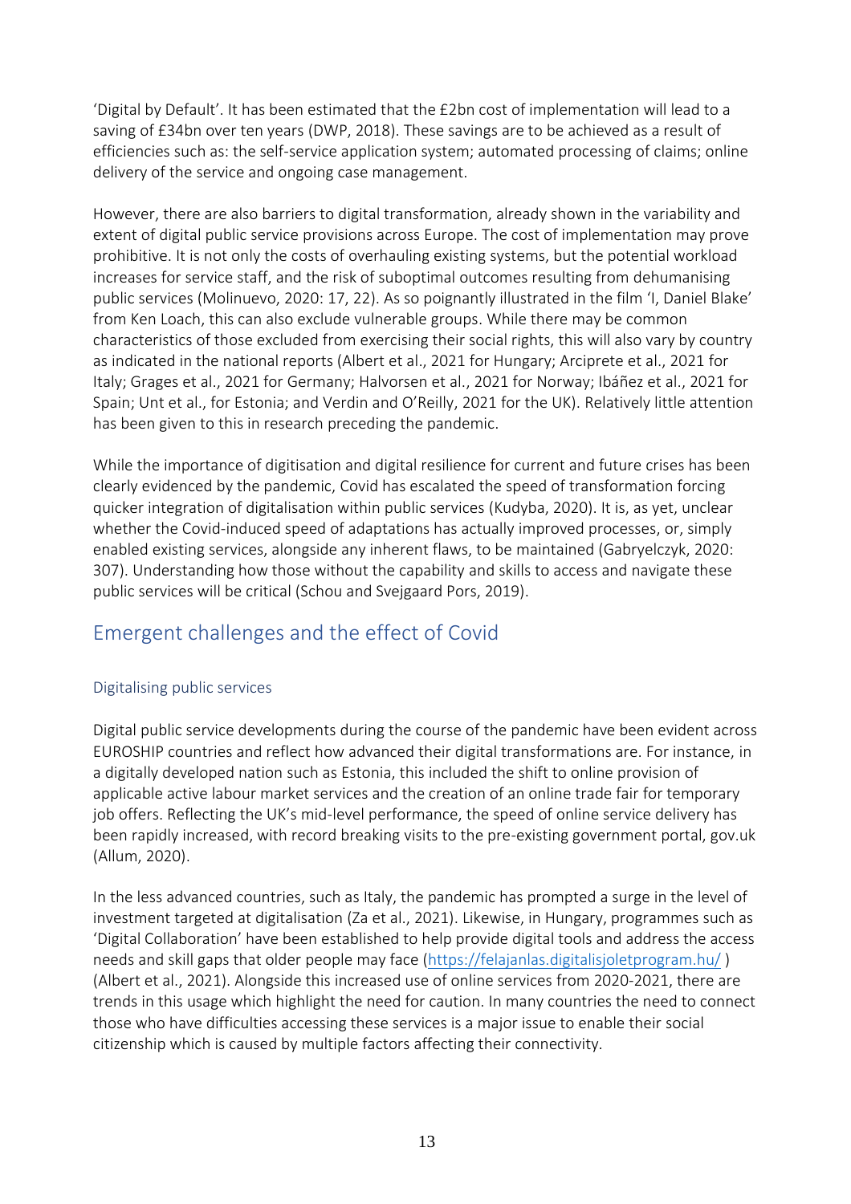'Digital by Default'. It has been estimated that the £2bn cost of implementation will lead to a saving of £34bn over ten years (DWP, 2018). These savings are to be achieved as a result of efficiencies such as: the self-service application system; automated processing of claims; online delivery of the service and ongoing case management.

However, there are also barriers to digital transformation, already shown in the variability and extent of digital public service provisions across Europe. The cost of implementation may prove prohibitive. It is not only the costs of overhauling existing systems, but the potential workload increases for service staff, and the risk of suboptimal outcomes resulting from dehumanising public services (Molinuevo, 2020: 17, 22). As so poignantly illustrated in the film 'I, Daniel Blake' from Ken Loach, this can also exclude vulnerable groups. While there may be common characteristics of those excluded from exercising their social rights, this will also vary by country as indicated in the national reports (Albert et al., 2021 for Hungary; Arciprete et al., 2021 for Italy; Grages et al., 2021 for Germany; Halvorsen et al., 2021 for Norway; Ibáñez et al., 2021 for Spain; Unt et al., for Estonia; and Verdin and O'Reilly, 2021 for the UK). Relatively little attention has been given to this in research preceding the pandemic.

While the importance of digitisation and digital resilience for current and future crises has been clearly evidenced by the pandemic, Covid has escalated the speed of transformation forcing quicker integration of digitalisation within public services (Kudyba, 2020). It is, as yet, unclear whether the Covid-induced speed of adaptations has actually improved processes, or, simply enabled existing services, alongside any inherent flaws, to be maintained (Gabryelczyk, 2020: 307). Understanding how those without the capability and skills to access and navigate these public services will be critical (Schou and Svejgaard Pors, 2019).

## Emergent challenges and the effect of Covid

### Digitalising public services

Digital public service developments during the course of the pandemic have been evident across EUROSHIP countries and reflect how advanced their digital transformations are. For instance, in a digitally developed nation such as Estonia, this included the shift to online provision of applicable active labour market services and the creation of an online trade fair for temporary job offers. Reflecting the UK's mid-level performance, the speed of online service delivery has been rapidly increased, with record breaking visits to the pre-existing government portal, gov.uk (Allum, 2020).

In the less advanced countries, such as Italy, the pandemic has prompted a surge in the level of investment targeted at digitalisation (Za et al., 2021). Likewise, in Hungary, programmes such as 'Digital Collaboration' have been established to help provide digital tools and address the access needs and skill gaps that older people may face (https://felajanlas.digitalisjoletprogram.hu/ ) (Albert et al., 2021). Alongside this increased use of online services from 2020-2021, there are trends in this usage which highlight the need for caution. In many countries the need to connect those who have difficulties accessing these services is a major issue to enable their social citizenship which is caused by multiple factors affecting their connectivity.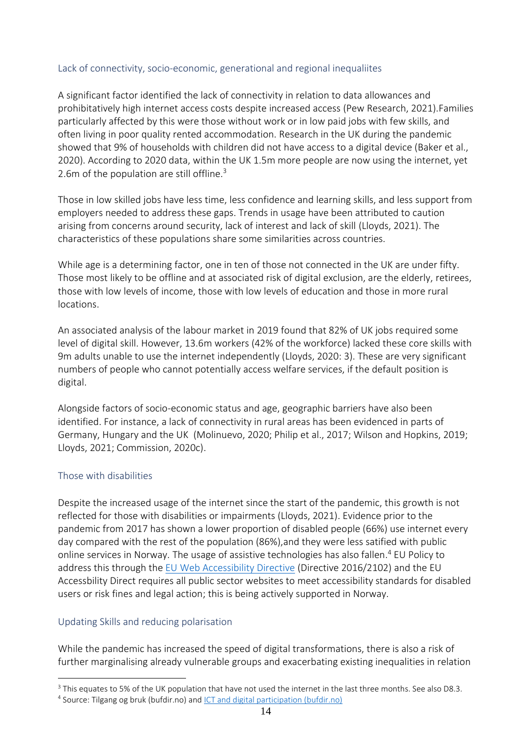### Lack of connectivity, socio-economic, generational and regional inequaliites

A significant factor identified the lack of connectivity in relation to data allowances and prohibitatively high internet access costs despite increased access (Pew Research, 2021).Families particularly affected by this were those without work or in low paid jobs with few skills, and often living in poor quality rented accommodation. Research in the UK during the pandemic showed that 9% of households with children did not have access to a digital device (Baker et al., 2020). According to 2020 data, within the UK 1.5m more people are now using the internet, yet 2.6m of the population are still offline.[3]

Those in low skilled jobs have less time, less confidence and learning skills, and less support from employers needed to address these gaps. Trends in usage have been attributed to caution arising from concerns around security, lack of interest and lack of skill (Lloyds, 2021). The characteristics of these populations share some similarities across countries.

While age is a determining factor, one in ten of those not connected in the UK are under fifty. Those most likely to be offline and at associated risk of digital exclusion, are the elderly, retirees, those with low levels of income, those with low levels of education and those in more rural locations.

An associated analysis of the labour market in 2019 found that 82% of UK jobs required some level of digital skill. However, 13.6m workers (42% of the workforce) lacked these core skills with 9m adults unable to use the internet independently (Lloyds, 2020: 3). These are very significant numbers of people who cannot potentially access welfare services, if the default position is digital.

Alongside factors of socio-economic status and age, geographic barriers have also been identified. For instance, a lack of connectivity in rural areas has been evidenced in parts of Germany, Hungary and the UK (Molinuevo, 2020; Philip et al., 2017; Wilson and Hopkins, 2019; Lloyds, 2021; Commission, 2020c).

### Those with disabilities

Despite the increased usage of the internet since the start of the pandemic, this growth is not reflected for those with disabilities or impairments (Lloyds, 2021). Evidence prior to the pandemic from 2017 has shown a lower proportion of disabled people (66%) use internet every day compared with the rest of the population (86%),and they were less satified with public online services in Norway. The usage of assistive technologies has also fallen.[4] EU Policy to address this through the EU Web Accessibility Directive (Directive 2016/2102) and the EU Accessbility Direct requires all public sector websites to meet accessibility standards for disabled users or risk fines and legal action; this is being actively supported in Norway.

### Updating Skills and reducing polarisation

While the pandemic has increased the speed of digital transformations, there is also a risk of further marginalising already vulnerable groups and exacerbating existing inequalities in relation

---

[3] This equates to 5% of the UK population that have not used the internet in the last three months. See also D8.3.

[4] Source: Tilgang og bruk (bufdir.no) and ICT and digital participation (bufdir.no)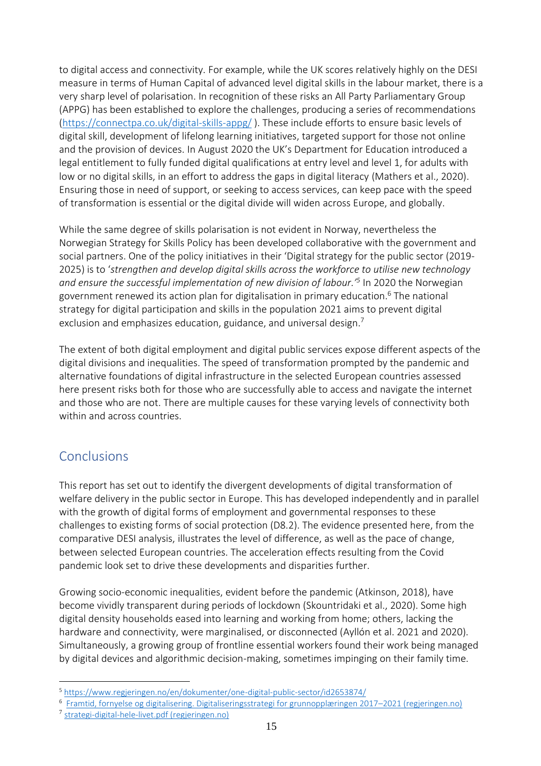to digital access and connectivity. For example, while the UK scores relatively highly on the DESI measure in terms of Human Capital of advanced level digital skills in the labour market, there is a very sharp level of polarisation. In recognition of these risks an All Party Parliamentary Group (APPG) has been established to explore the challenges, producing a series of recommendations (https://connectpa.co.uk/digital-skills-appg/ ). These include efforts to ensure basic levels of digital skill, development of lifelong learning initiatives, targeted support for those not online and the provision of devices. In August 2020 the UK's Department for Education introduced a legal entitlement to fully funded digital qualifications at entry level and level 1, for adults with low or no digital skills, in an effort to address the gaps in digital literacy (Mathers et al., 2020). Ensuring those in need of support, or seeking to access services, can keep pace with the speed of transformation is essential or the digital divide will widen across Europe, and globally.

While the same degree of skills polarisation is not evident in Norway, nevertheless the Norwegian Strategy for Skills Policy has been developed collaborative with the government and social partners. One of the policy initiatives in their 'Digital strategy for the public sector (2019-2025) is to '*strengthen and develop digital skills across the workforce to utilise new technology and ensure the successful implementation of new division of labour.'*[5] In 2020 the Norwegian government renewed its action plan for digitalisation in primary education.[6] The national strategy for digital participation and skills in the population 2021 aims to prevent digital exclusion and emphasizes education, guidance, and universal design.[7]

The extent of both digital employment and digital public services expose different aspects of the digital divisions and inequalities. The speed of transformation prompted by the pandemic and alternative foundations of digital infrastructure in the selected European countries assessed here present risks both for those who are successfully able to access and navigate the internet and those who are not. There are multiple causes for these varying levels of connectivity both within and across countries.

## Conclusions

This report has set out to identify the divergent developments of digital transformation of welfare delivery in the public sector in Europe. This has developed independently and in parallel with the growth of digital forms of employment and governmental responses to these challenges to existing forms of social protection (D8.2). The evidence presented here, from the comparative DESI analysis, illustrates the level of difference, as well as the pace of change, between selected European countries. The acceleration effects resulting from the Covid pandemic look set to drive these developments and disparities further.

Growing socio-economic inequalities, evident before the pandemic (Atkinson, 2018), have become vividly transparent during periods of lockdown (Skountridaki et al., 2020). Some high digital density households eased into learning and working from home; others, lacking the hardware and connectivity, were marginalised, or disconnected (Ayllón et al. 2021 and 2020). Simultaneously, a growing group of frontline essential workers found their work being managed by digital devices and algorithmic decision-making, sometimes impinging on their family time.

---

[5] https://www.regjeringen.no/en/dokumenter/one-digital-public-sector/id2653874/

[6] Framtid, fornyelse og digitalisering. Digitaliseringsstrategi for grunnopplæringen 2017–2021 (regjeringen.no)

[7] strategi-digital-hele-livet.pdf (regjeringen.no)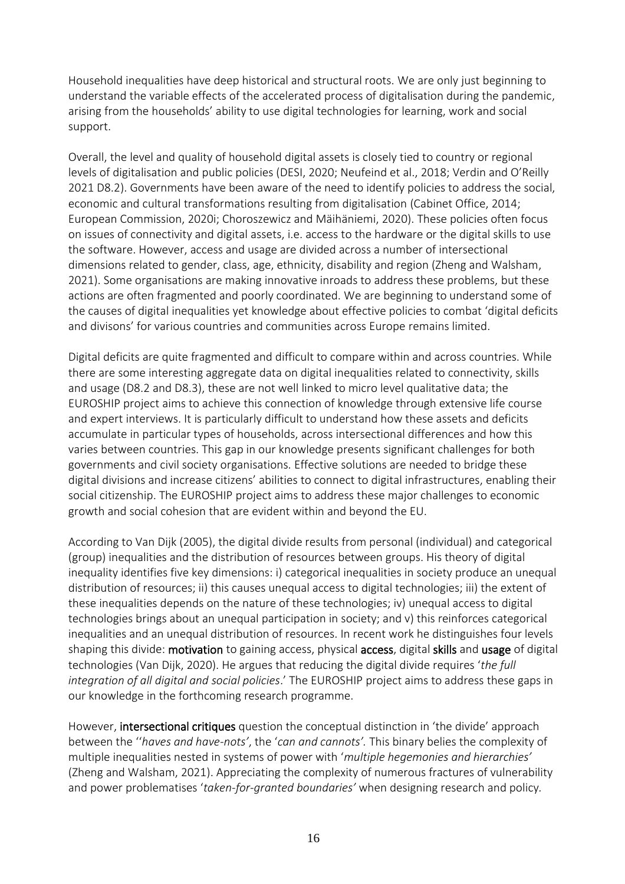Household inequalities have deep historical and structural roots. We are only just beginning to understand the variable effects of the accelerated process of digitalisation during the pandemic, arising from the households' ability to use digital technologies for learning, work and social support.

Overall, the level and quality of household digital assets is closely tied to country or regional levels of digitalisation and public policies (DESI, 2020; Neufeind et al., 2018; Verdin and O'Reilly 2021 D8.2). Governments have been aware of the need to identify policies to address the social, economic and cultural transformations resulting from digitalisation (Cabinet Office, 2014; European Commission, 2020i; Choroszewicz and Mäihäniemi, 2020). These policies often focus on issues of connectivity and digital assets, i.e. access to the hardware or the digital skills to use the software. However, access and usage are divided across a number of intersectional dimensions related to gender, class, age, ethnicity, disability and region (Zheng and Walsham, 2021). Some organisations are making innovative inroads to address these problems, but these actions are often fragmented and poorly coordinated. We are beginning to understand some of the causes of digital inequalities yet knowledge about effective policies to combat 'digital deficits and divisons' for various countries and communities across Europe remains limited.

Digital deficits are quite fragmented and difficult to compare within and across countries. While there are some interesting aggregate data on digital inequalities related to connectivity, skills and usage (D8.2 and D8.3), these are not well linked to micro level qualitative data; the EUROSHIP project aims to achieve this connection of knowledge through extensive life course and expert interviews. It is particularly difficult to understand how these assets and deficits accumulate in particular types of households, across intersectional differences and how this varies between countries. This gap in our knowledge presents significant challenges for both governments and civil society organisations. Effective solutions are needed to bridge these digital divisions and increase citizens' abilities to connect to digital infrastructures, enabling their social citizenship. The EUROSHIP project aims to address these major challenges to economic growth and social cohesion that are evident within and beyond the EU.

According to Van Dijk (2005), the digital divide results from personal (individual) and categorical (group) inequalities and the distribution of resources between groups. His theory of digital inequality identifies five key dimensions: i) categorical inequalities in society produce an unequal distribution of resources; ii) this causes unequal access to digital technologies; iii) the extent of these inequalities depends on the nature of these technologies; iv) unequal access to digital technologies brings about an unequal participation in society; and v) this reinforces categorical inequalities and an unequal distribution of resources. In recent work he distinguishes four levels shaping this divide: **motivation** to gaining access, physical **access**, digital **skills** and **usage** of digital technologies (Van Dijk, 2020). He argues that reducing the digital divide requires '*the full integration of all digital and social policies*.' The EUROSHIP project aims to address these gaps in our knowledge in the forthcoming research programme.

However, **intersectional critiques** question the conceptual distinction in 'the divide' approach between the ''*haves and have-nots'*, the '*can and cannots'.* This binary belies the complexity of multiple inequalities nested in systems of power with '*multiple hegemonies and hierarchies'* (Zheng and Walsham, 2021). Appreciating the complexity of numerous fractures of vulnerability and power problematises '*taken-for-granted boundaries'* when designing research and policy.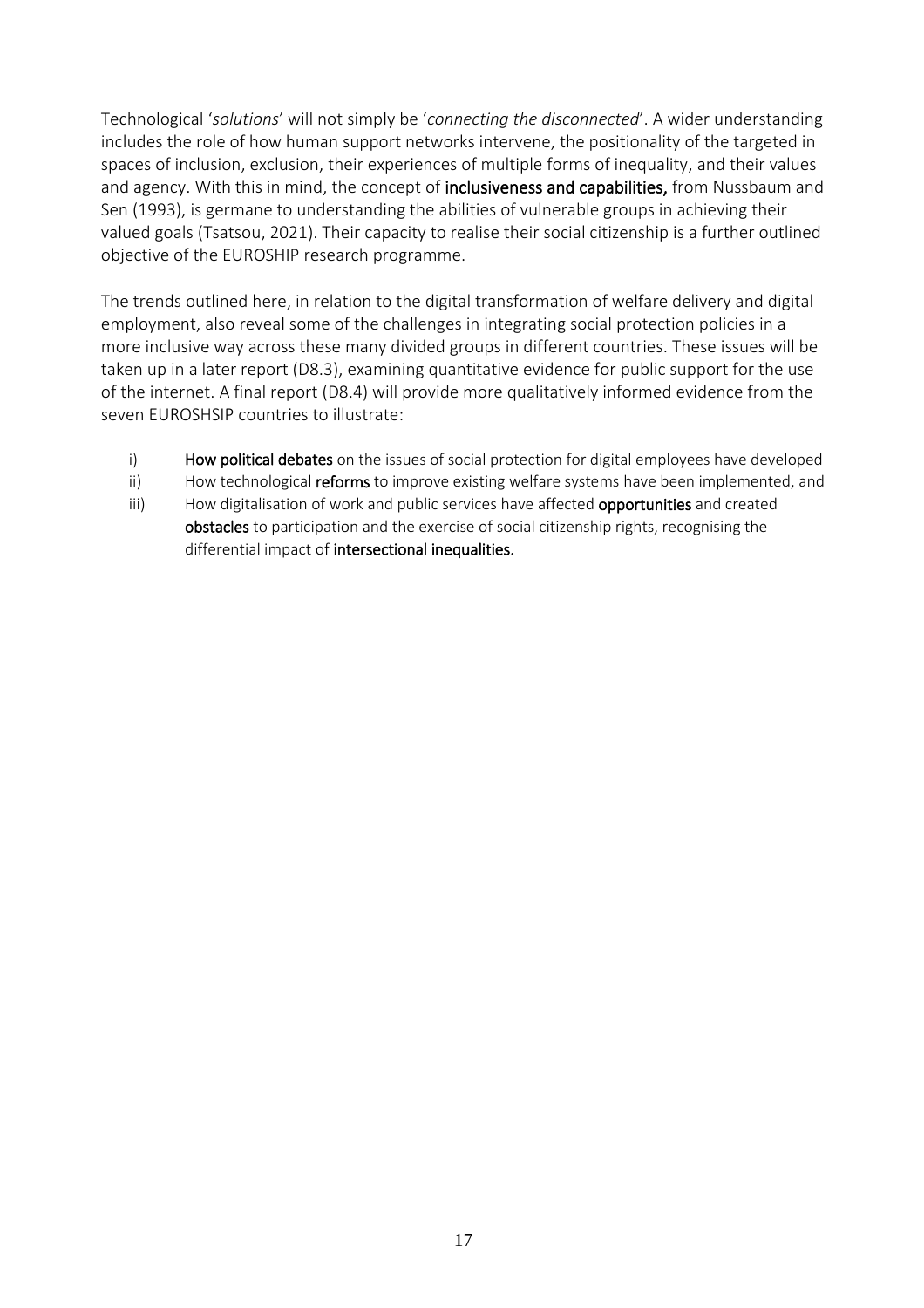Technological '*solutions*' will not simply be '*connecting the disconnected*'. A wider understanding includes the role of how human support networks intervene, the positionality of the targeted in spaces of inclusion, exclusion, their experiences of multiple forms of inequality, and their values and agency. With this in mind, the concept of **inclusiveness and capabilities,** from Nussbaum and Sen (1993), is germane to understanding the abilities of vulnerable groups in achieving their valued goals (Tsatsou, 2021). Their capacity to realise their social citizenship is a further outlined objective of the EUROSHIP research programme.

The trends outlined here, in relation to the digital transformation of welfare delivery and digital employment, also reveal some of the challenges in integrating social protection policies in a more inclusive way across these many divided groups in different countries. These issues will be taken up in a later report (D8.3), examining quantitative evidence for public support for the use of the internet. A final report (D8.4) will provide more qualitatively informed evidence from the seven EUROSHSIP countries to illustrate:

i) **How political debates** on the issues of social protection for digital employees have developed
ii) How technological **reforms** to improve existing welfare systems have been implemented, and
iii) How digitalisation of work and public services have affected **opportunities** and created **obstacles** to participation and the exercise of social citizenship rights, recognising the differential impact of **intersectional inequalities.**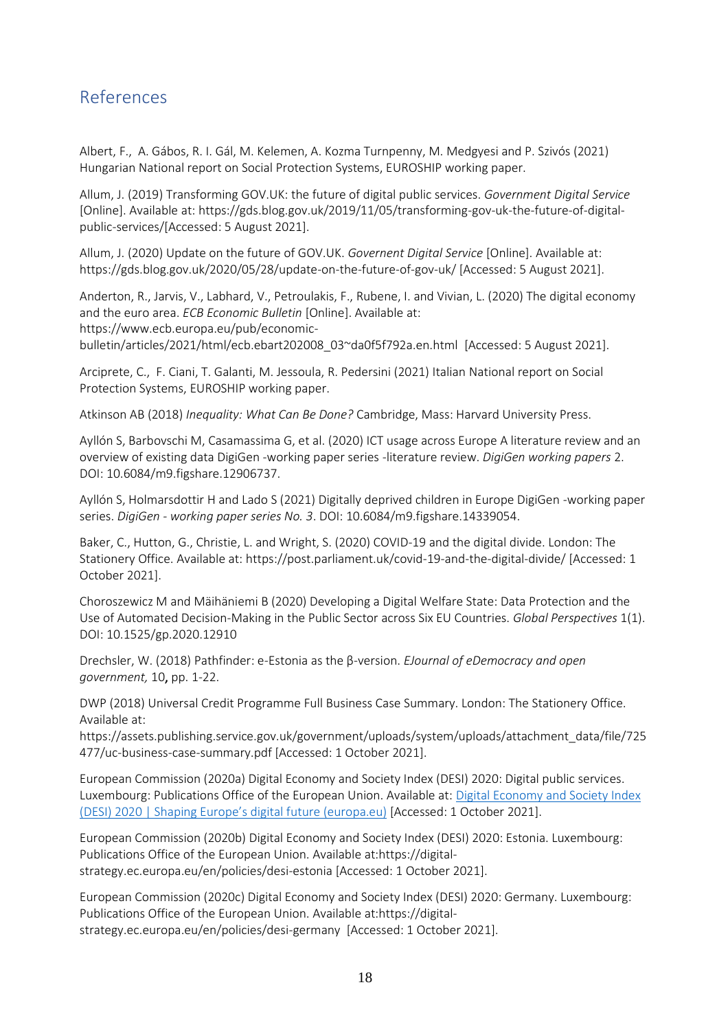## References

Albert, F., A. Gábos, R. I. Gál, M. Kelemen, A. Kozma Turnpenny, M. Medgyesi and P. Szivós (2021) Hungarian National report on Social Protection Systems, EUROSHIP working paper.

Allum, J. (2019) Transforming GOV.UK: the future of digital public services. *Government Digital Service* [Online]. Available at: https://gds.blog.gov.uk/2019/11/05/transforming-gov-uk-the-future-of-digital-public-services/[Accessed: 5 August 2021].

Allum, J. (2020) Update on the future of GOV.UK. *Governent Digital Service* [Online]. Available at: https://gds.blog.gov.uk/2020/05/28/update-on-the-future-of-gov-uk/ [Accessed: 5 August 2021].

Anderton, R., Jarvis, V., Labhard, V., Petroulakis, F., Rubene, I. and Vivian, L. (2020) The digital economy and the euro area. *ECB Economic Bulletin* [Online]. Available at: https://www.ecb.europa.eu/pub/economic-bulletin/articles/2021/html/ecb.ebart202008_03~da0f5f792a.en.html [Accessed: 5 August 2021].

Arciprete, C., F. Ciani, T. Galanti, M. Jessoula, R. Pedersini (2021) Italian National report on Social Protection Systems, EUROSHIP working paper.

Atkinson AB (2018) *Inequality: What Can Be Done?* Cambridge, Mass: Harvard University Press.

Ayllón S, Barbovschi M, Casamassima G, et al. (2020) ICT usage across Europe A literature review and an overview of existing data DigiGen -working paper series -literature review. *DigiGen working papers* 2. DOI: 10.6084/m9.figshare.12906737.

Ayllón S, Holmarsdottir H and Lado S (2021) Digitally deprived children in Europe DigiGen -working paper series. *DigiGen - working paper series No. 3*. DOI: 10.6084/m9.figshare.14339054.

Baker, C., Hutton, G., Christie, L. and Wright, S. (2020) COVID-19 and the digital divide. London: The Stationery Office. Available at: https://post.parliament.uk/covid-19-and-the-digital-divide/ [Accessed: 1 October 2021].

Choroszewicz M and Mäihäniemi B (2020) Developing a Digital Welfare State: Data Protection and the Use of Automated Decision-Making in the Public Sector across Six EU Countries. *Global Perspectives* 1(1). DOI: 10.1525/gp.2020.12910

Drechsler, W. (2018) Pathfinder: e-Estonia as the β-version. *EJournal of eDemocracy and open government,* 10**,** pp. 1-22.

DWP (2018) Universal Credit Programme Full Business Case Summary. London: The Stationery Office. Available at: https://assets.publishing.service.gov.uk/government/uploads/system/uploads/attachment_data/file/725477/uc-business-case-summary.pdf [Accessed: 1 October 2021].

European Commission (2020a) Digital Economy and Society Index (DESI) 2020: Digital public services. Luxembourg: Publications Office of the European Union. Available at: Digital Economy and Society Index (DESI) 2020 | Shaping Europe's digital future (europa.eu) [Accessed: 1 October 2021].

European Commission (2020b) Digital Economy and Society Index (DESI) 2020: Estonia. Luxembourg: Publications Office of the European Union. Available at:https://digital-strategy.ec.europa.eu/en/policies/desi-estonia [Accessed: 1 October 2021].

European Commission (2020c) Digital Economy and Society Index (DESI) 2020: Germany. Luxembourg: Publications Office of the European Union. Available at:https://digital-strategy.ec.europa.eu/en/policies/desi-germany [Accessed: 1 October 2021].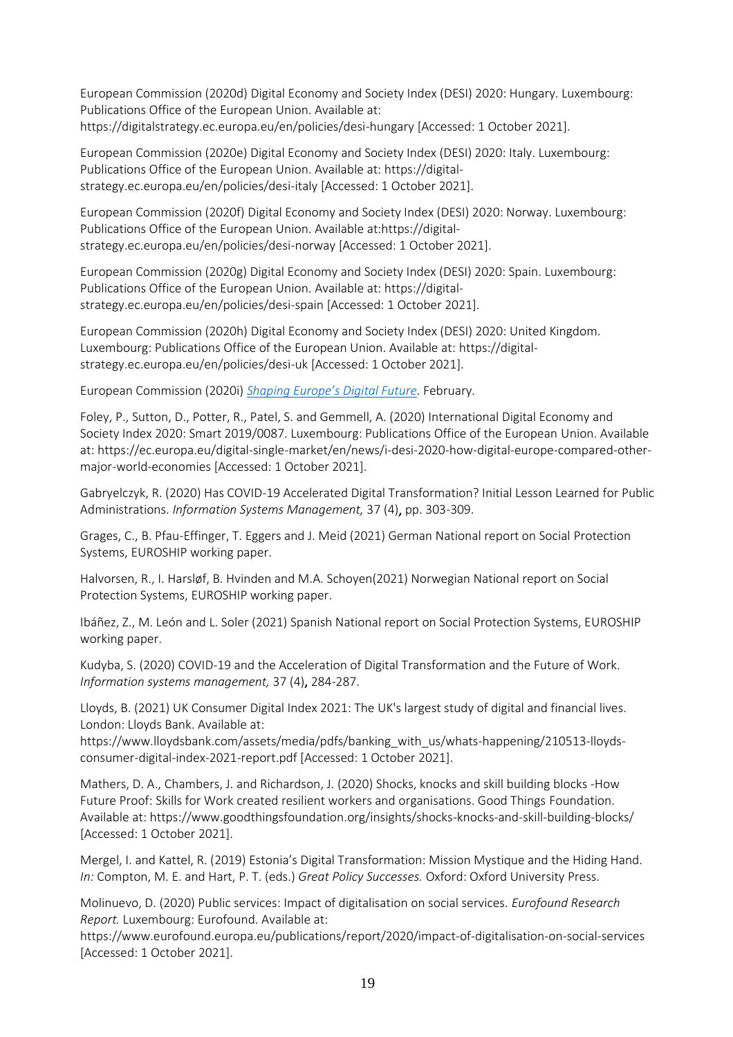European Commission (2020d) Digital Economy and Society Index (DESI) 2020: Hungary. Luxembourg: Publications Office of the European Union. Available at: https://digitalstrategy.ec.europa.eu/en/policies/desi-hungary [Accessed: 1 October 2021].

European Commission (2020e) Digital Economy and Society Index (DESI) 2020: Italy. Luxembourg: Publications Office of the European Union. Available at: https://digital-strategy.ec.europa.eu/en/policies/desi-italy [Accessed: 1 October 2021].

European Commission (2020f) Digital Economy and Society Index (DESI) 2020: Norway. Luxembourg: Publications Office of the European Union. Available at:https://digital-strategy.ec.europa.eu/en/policies/desi-norway [Accessed: 1 October 2021].

European Commission (2020g) Digital Economy and Society Index (DESI) 2020: Spain. Luxembourg: Publications Office of the European Union. Available at: https://digital-strategy.ec.europa.eu/en/policies/desi-spain [Accessed: 1 October 2021].

European Commission (2020h) Digital Economy and Society Index (DESI) 2020: United Kingdom. Luxembourg: Publications Office of the European Union. Available at: https://digital-strategy.ec.europa.eu/en/policies/desi-uk [Accessed: 1 October 2021].

European Commission (2020i) *Shaping Europe's Digital Future*. February.

Foley, P., Sutton, D., Potter, R., Patel, S. and Gemmell, A. (2020) International Digital Economy and Society Index 2020: Smart 2019/0087. Luxembourg: Publications Office of the European Union. Available at: https://ec.europa.eu/digital-single-market/en/news/i-desi-2020-how-digital-europe-compared-other-major-world-economies [Accessed: 1 October 2021].

Gabryelczyk, R. (2020) Has COVID-19 Accelerated Digital Transformation? Initial Lesson Learned for Public Administrations. *Information Systems Management,* 37 (4), pp. 303-309.

Grages, C., B. Pfau-Effinger, T. Eggers and J. Meid (2021) German National report on Social Protection Systems, EUROSHIP working paper.

Halvorsen, R., I. Harsløf, B. Hvinden and M.A. Schoyen(2021) Norwegian National report on Social Protection Systems, EUROSHIP working paper.

Ibáñez, Z., M. León and L. Soler (2021) Spanish National report on Social Protection Systems, EUROSHIP working paper.

Kudyba, S. (2020) COVID-19 and the Acceleration of Digital Transformation and the Future of Work. *Information systems management,* 37 (4), 284-287.

Lloyds, B. (2021) UK Consumer Digital Index 2021: The UK's largest study of digital and financial lives. London: Lloyds Bank. Available at: https://www.lloydsbank.com/assets/media/pdfs/banking_with_us/whats-happening/210513-lloyds-consumer-digital-index-2021-report.pdf [Accessed: 1 October 2021].

Mathers, D. A., Chambers, J. and Richardson, J. (2020) Shocks, knocks and skill building blocks -How Future Proof: Skills for Work created resilient workers and organisations. Good Things Foundation. Available at: https://www.goodthingsfoundation.org/insights/shocks-knocks-and-skill-building-blocks/ [Accessed: 1 October 2021].

Mergel, I. and Kattel, R. (2019) Estonia's Digital Transformation: Mission Mystique and the Hiding Hand. *In:* Compton, M. E. and Hart, P. T. (eds.) *Great Policy Successes.* Oxford: Oxford University Press.

Molinuevo, D. (2020) Public services: Impact of digitalisation on social services. *Eurofound Research Report.* Luxembourg: Eurofound. Available at: https://www.eurofound.europa.eu/publications/report/2020/impact-of-digitalisation-on-social-services [Accessed: 1 October 2021].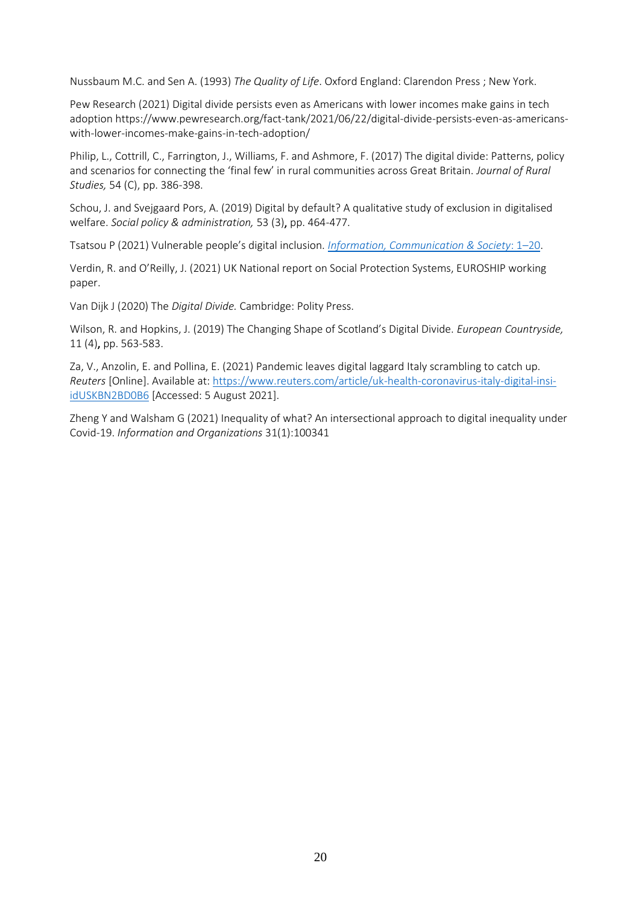Nussbaum M.C. and Sen A. (1993) *The Quality of Life*. Oxford England: Clarendon Press ; New York.

Pew Research (2021) Digital divide persists even as Americans with lower incomes make gains in tech adoption https://www.pewresearch.org/fact-tank/2021/06/22/digital-divide-persists-even-as-americans-with-lower-incomes-make-gains-in-tech-adoption/

Philip, L., Cottrill, C., Farrington, J., Williams, F. and Ashmore, F. (2017) The digital divide: Patterns, policy and scenarios for connecting the 'final few' in rural communities across Great Britain. *Journal of Rural Studies,* 54 (C), pp. 386-398.

Schou, J. and Svejgaard Pors, A. (2019) Digital by default? A qualitative study of exclusion in digitalised welfare. *Social policy & administration,* 53 (3), pp. 464-477.

Tsatsou P (2021) Vulnerable people's digital inclusion. [*Information, Communication & Society*: 1–20](#).

Verdin, R. and O'Reilly, J. (2021) UK National report on Social Protection Systems, EUROSHIP working paper.

Van Dijk J (2020) The *Digital Divide.* Cambridge: Polity Press.

Wilson, R. and Hopkins, J. (2019) The Changing Shape of Scotland's Digital Divide. *European Countryside,* 11 (4), pp. 563-583.

Za, V., Anzolin, E. and Pollina, E. (2021) Pandemic leaves digital laggard Italy scrambling to catch up. *Reuters* [Online]. Available at: [https://www.reuters.com/article/uk-health-coronavirus-italy-digital-insi-idUSKBN2BD0B6](https://www.reuters.com/article/uk-health-coronavirus-italy-digital-insi-idUSKBN2BD0B6) [Accessed: 5 August 2021].

Zheng Y and Walsham G (2021) Inequality of what? An intersectional approach to digital inequality under Covid-19. *Information and Organizations* 31(1):100341